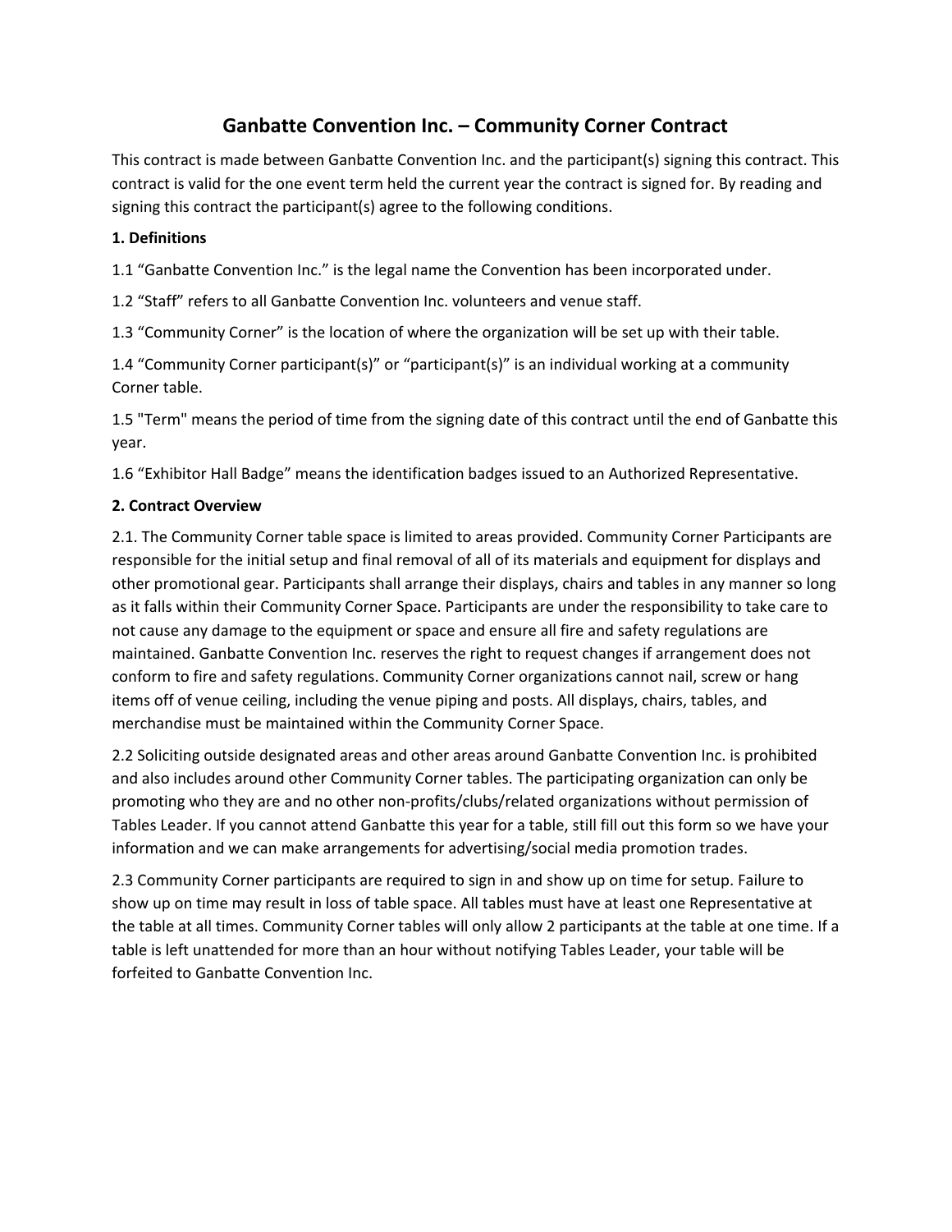# Ganbatte Convention Inc. – Community Corner Contract

This contract is made between Ganbatte Convention Inc. and the participant(s) signing this contract. This contract is valid for the one event term held the current year the contract is signed for. By reading and signing this contract the participant(s) agree to the following conditions.

**1. Definitions**

1.1 "Ganbatte Convention Inc." is the legal name the Convention has been incorporated under.

1.2 "Staff" refers to all Ganbatte Convention Inc. volunteers and venue staff.

1.3 "Community Corner" is the location of where the organization will be set up with their table.

1.4 "Community Corner participant(s)" or "participant(s)" is an individual working at a community Corner table.

1.5 "Term" means the period of time from the signing date of this contract until the end of Ganbatte this year.

1.6 "Exhibitor Hall Badge" means the identification badges issued to an Authorized Representative.

**2. Contract Overview**

2.1. The Community Corner table space is limited to areas provided. Community Corner Participants are responsible for the initial setup and final removal of all of its materials and equipment for displays and other promotional gear. Participants shall arrange their displays, chairs and tables in any manner so long as it falls within their Community Corner Space. Participants are under the responsibility to take care to not cause any damage to the equipment or space and ensure all fire and safety regulations are maintained. Ganbatte Convention Inc. reserves the right to request changes if arrangement does not conform to fire and safety regulations. Community Corner organizations cannot nail, screw or hang items off of venue ceiling, including the venue piping and posts. All displays, chairs, tables, and merchandise must be maintained within the Community Corner Space.

2.2 Soliciting outside designated areas and other areas around Ganbatte Convention Inc. is prohibited and also includes around other Community Corner tables. The participating organization can only be promoting who they are and no other non-profits/clubs/related organizations without permission of Tables Leader. If you cannot attend Ganbatte this year for a table, still fill out this form so we have your information and we can make arrangements for advertising/social media promotion trades.

2.3 Community Corner participants are required to sign in and show up on time for setup. Failure to show up on time may result in loss of table space. All tables must have at least one Representative at the table at all times. Community Corner tables will only allow 2 participants at the table at one time. If a table is left unattended for more than an hour without notifying Tables Leader, your table will be forfeited to Ganbatte Convention Inc.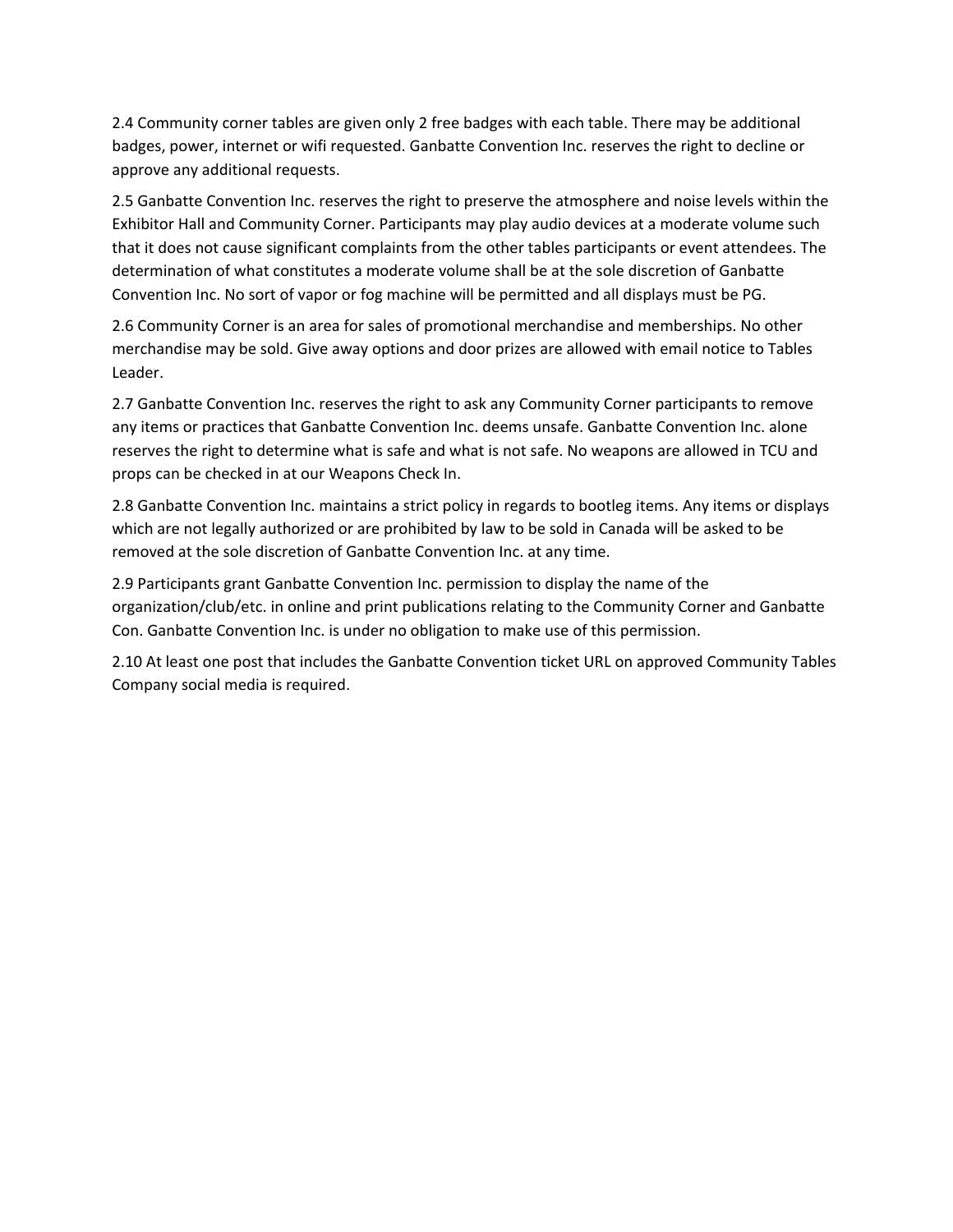2.4 Community corner tables are given only 2 free badges with each table. There may be additional badges, power, internet or wifi requested. Ganbatte Convention Inc. reserves the right to decline or approve any additional requests.

2.5 Ganbatte Convention Inc. reserves the right to preserve the atmosphere and noise levels within the Exhibitor Hall and Community Corner. Participants may play audio devices at a moderate volume such that it does not cause significant complaints from the other tables participants or event attendees. The determination of what constitutes a moderate volume shall be at the sole discretion of Ganbatte Convention Inc. No sort of vapor or fog machine will be permitted and all displays must be PG.

2.6 Community Corner is an area for sales of promotional merchandise and memberships. No other merchandise may be sold. Give away options and door prizes are allowed with email notice to Tables Leader.

2.7 Ganbatte Convention Inc. reserves the right to ask any Community Corner participants to remove any items or practices that Ganbatte Convention Inc. deems unsafe. Ganbatte Convention Inc. alone reserves the right to determine what is safe and what is not safe. No weapons are allowed in TCU and props can be checked in at our Weapons Check In.

2.8 Ganbatte Convention Inc. maintains a strict policy in regards to bootleg items. Any items or displays which are not legally authorized or are prohibited by law to be sold in Canada will be asked to be removed at the sole discretion of Ganbatte Convention Inc. at any time.

2.9 Participants grant Ganbatte Convention Inc. permission to display the name of the organization/club/etc. in online and print publications relating to the Community Corner and Ganbatte Con. Ganbatte Convention Inc. is under no obligation to make use of this permission.

2.10 At least one post that includes the Ganbatte Convention ticket URL on approved Community Tables Company social media is required.